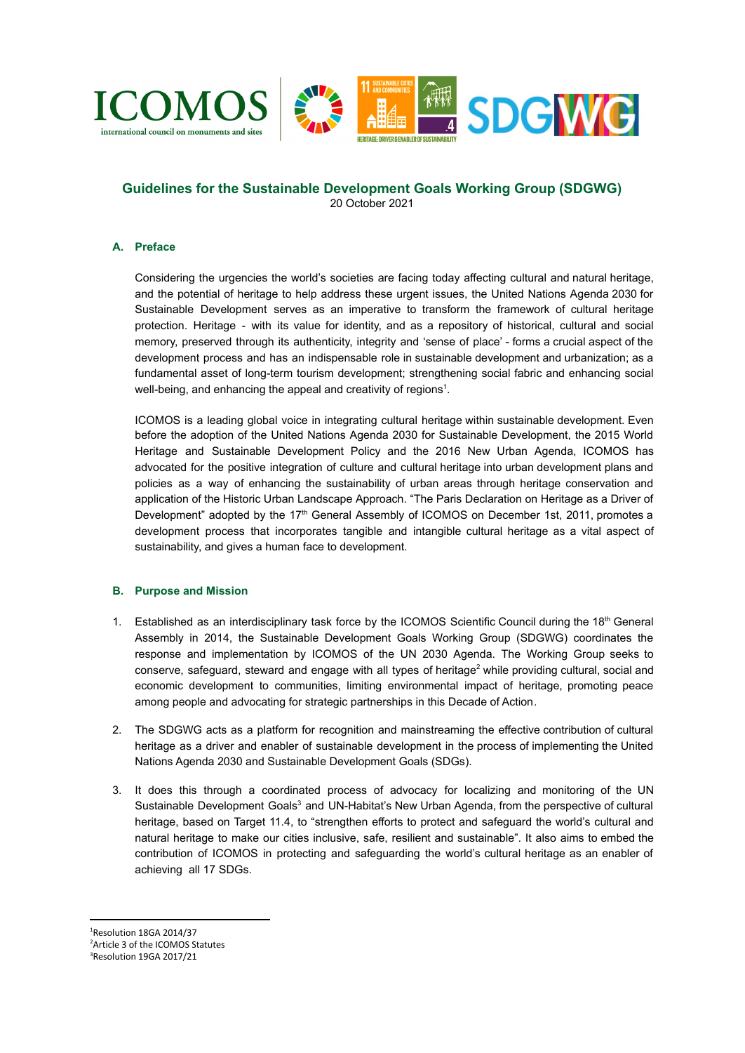# Guidelines for the Sustainable Development Goals Working Group (SDGWG)

20 October 2021

## A. Preface

Considering the urgencies the world's societies are facing today affecting cultural and natural heritage, and the potential of heritage to help address these urgent issues, the United Nations Agenda 2030 for Sustainable Development serves as an imperative to transform the framework of cultural heritage protection. Heritage - with its value for identity, and as a repository of historical, cultural and social memory, preserved through its authenticity, integrity and 'sense of place' - forms a crucial aspect of the development process and has an indispensable role in sustainable development and urbanization; as a fundamental asset of long-term tourism development; strengthening social fabric and enhancing social well-being, and enhancing the appeal and creativity of regions[1].

ICOMOS is a leading global voice in integrating cultural heritage within sustainable development. Even before the adoption of the United Nations Agenda 2030 for Sustainable Development, the 2015 World Heritage and Sustainable Development Policy and the 2016 New Urban Agenda, ICOMOS has advocated for the positive integration of culture and cultural heritage into urban development plans and policies as a way of enhancing the sustainability of urban areas through heritage conservation and application of the Historic Urban Landscape Approach. "The Paris Declaration on Heritage as a Driver of Development" adopted by the 17th General Assembly of ICOMOS on December 1st, 2011, promotes a development process that incorporates tangible and intangible cultural heritage as a vital aspect of sustainability, and gives a human face to development.

## B. Purpose and Mission

1. Established as an interdisciplinary task force by the ICOMOS Scientific Council during the 18th General Assembly in 2014, the Sustainable Development Goals Working Group (SDGWG) coordinates the response and implementation by ICOMOS of the UN 2030 Agenda. The Working Group seeks to conserve, safeguard, steward and engage with all types of heritage[2] while providing cultural, social and economic development to communities, limiting environmental impact of heritage, promoting peace among people and advocating for strategic partnerships in this Decade of Action.

2. The SDGWG acts as a platform for recognition and mainstreaming the effective contribution of cultural heritage as a driver and enabler of sustainable development in the process of implementing the United Nations Agenda 2030 and Sustainable Development Goals (SDGs).

3. It does this through a coordinated process of advocacy for localizing and monitoring of the UN Sustainable Development Goals[3] and UN-Habitat's New Urban Agenda, from the perspective of cultural heritage, based on Target 11.4, to "strengthen efforts to protect and safeguard the world's cultural and natural heritage to make our cities inclusive, safe, resilient and sustainable". It also aims to embed the contribution of ICOMOS in protecting and safeguarding the world's cultural heritage as an enabler of achieving all 17 SDGs.

---

[1] Resolution 18GA 2014/37

[2] Article 3 of the ICOMOS Statutes

[3] Resolution 19GA 2017/21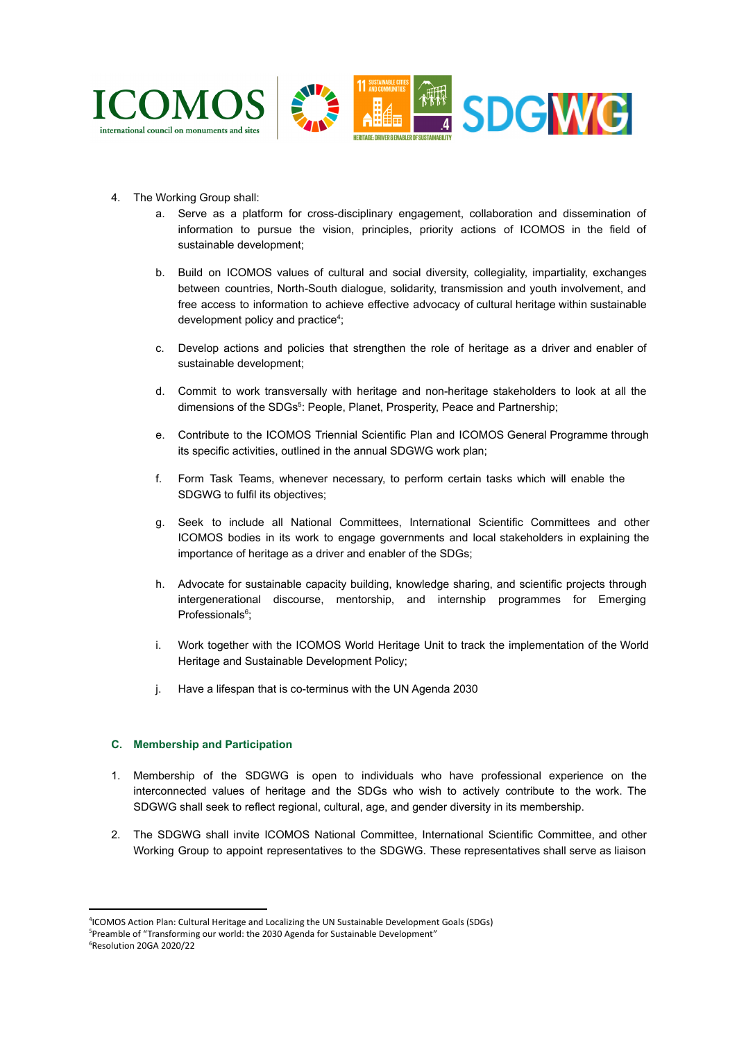4. The Working Group shall:
   a. Serve as a platform for cross-disciplinary engagement, collaboration and dissemination of information to pursue the vision, principles, priority actions of ICOMOS in the field of sustainable development;

   b. Build on ICOMOS values of cultural and social diversity, collegiality, impartiality, exchanges between countries, North-South dialogue, solidarity, transmission and youth involvement, and free access to information to achieve effective advocacy of cultural heritage within sustainable development policy and practice[4];

   c. Develop actions and policies that strengthen the role of heritage as a driver and enabler of sustainable development;

   d. Commit to work transversally with heritage and non-heritage stakeholders to look at all the dimensions of the SDGs[5]: People, Planet, Prosperity, Peace and Partnership;

   e. Contribute to the ICOMOS Triennial Scientific Plan and ICOMOS General Programme through its specific activities, outlined in the annual SDGWG work plan;

   f. Form Task Teams, whenever necessary, to perform certain tasks which will enable the SDGWG to fulfil its objectives;

   g. Seek to include all National Committees, International Scientific Committees and other ICOMOS bodies in its work to engage governments and local stakeholders in explaining the importance of heritage as a driver and enabler of the SDGs;

   h. Advocate for sustainable capacity building, knowledge sharing, and scientific projects through intergenerational discourse, mentorship, and internship programmes for Emerging Professionals[6];

   i. Work together with the ICOMOS World Heritage Unit to track the implementation of the World Heritage and Sustainable Development Policy;

   j. Have a lifespan that is co-terminus with the UN Agenda 2030

### C. Membership and Participation

1. Membership of the SDGWG is open to individuals who have professional experience on the interconnected values of heritage and the SDGs who wish to actively contribute to the work. The SDGWG shall seek to reflect regional, cultural, age, and gender diversity in its membership.

2. The SDGWG shall invite ICOMOS National Committee, International Scientific Committee, and other Working Group to appoint representatives to the SDGWG. These representatives shall serve as liaison

---

[4] ICOMOS Action Plan: Cultural Heritage and Localizing the UN Sustainable Development Goals (SDGs)
[5] Preamble of "Transforming our world: the 2030 Agenda for Sustainable Development"
[6] Resolution 20GA 2020/22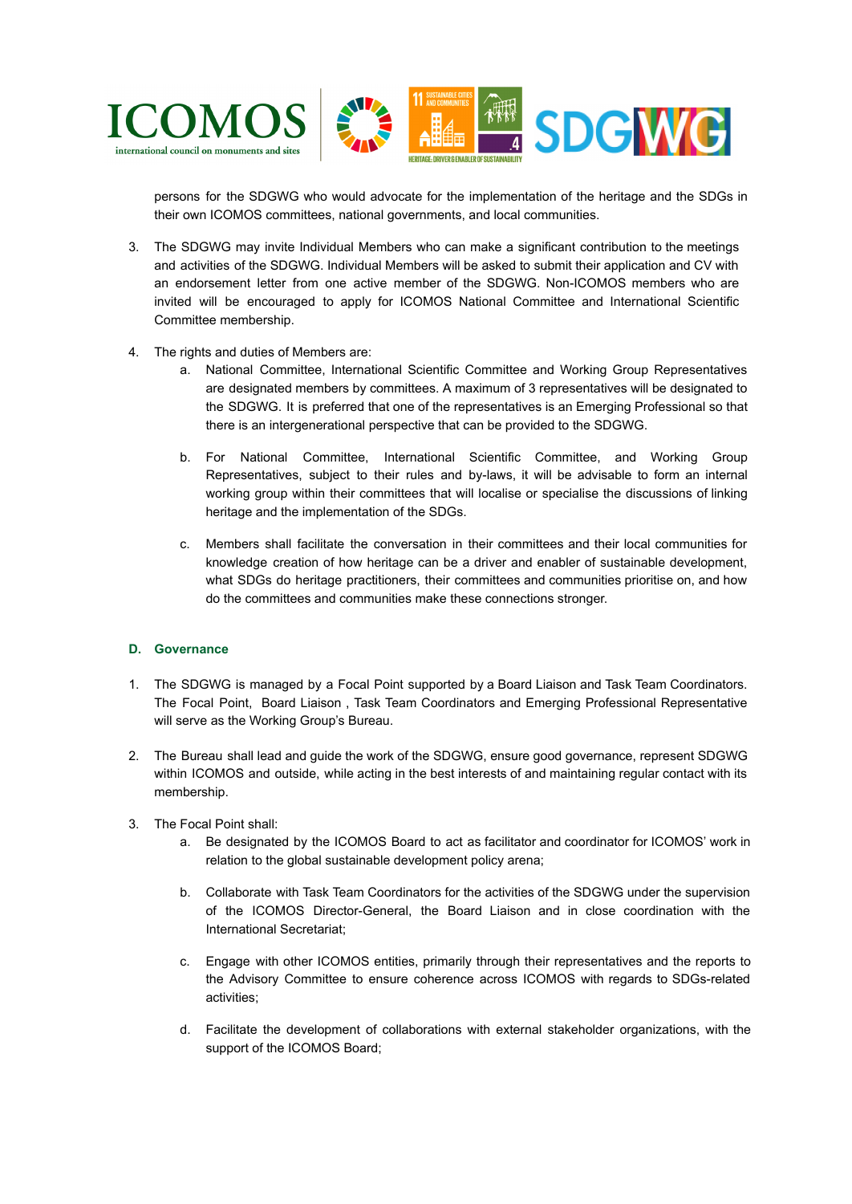persons for the SDGWG who would advocate for the implementation of the heritage and the SDGs in their own ICOMOS committees, national governments, and local communities.

3. The SDGWG may invite Individual Members who can make a significant contribution to the meetings and activities of the SDGWG. Individual Members will be asked to submit their application and CV with an endorsement letter from one active member of the SDGWG. Non-ICOMOS members who are invited will be encouraged to apply for ICOMOS National Committee and International Scientific Committee membership.

4. The rights and duties of Members are:
    a. National Committee, International Scientific Committee and Working Group Representatives are designated members by committees. A maximum of 3 representatives will be designated to the SDGWG. It is preferred that one of the representatives is an Emerging Professional so that there is an intergenerational perspective that can be provided to the SDGWG.

    b. For National Committee, International Scientific Committee, and Working Group Representatives, subject to their rules and by-laws, it will be advisable to form an internal working group within their committees that will localise or specialise the discussions of linking heritage and the implementation of the SDGs.

    c. Members shall facilitate the conversation in their committees and their local communities for knowledge creation of how heritage can be a driver and enabler of sustainable development, what SDGs do heritage practitioners, their committees and communities prioritise on, and how do the committees and communities make these connections stronger.

### D. Governance

1. The SDGWG is managed by a Focal Point supported by a Board Liaison and Task Team Coordinators. The Focal Point, Board Liaison , Task Team Coordinators and Emerging Professional Representative will serve as the Working Group's Bureau.

2. The Bureau shall lead and guide the work of the SDGWG, ensure good governance, represent SDGWG within ICOMOS and outside, while acting in the best interests of and maintaining regular contact with its membership.

3. The Focal Point shall:
    a. Be designated by the ICOMOS Board to act as facilitator and coordinator for ICOMOS' work in relation to the global sustainable development policy arena;

    b. Collaborate with Task Team Coordinators for the activities of the SDGWG under the supervision of the ICOMOS Director-General, the Board Liaison and in close coordination with the International Secretariat;

    c. Engage with other ICOMOS entities, primarily through their representatives and the reports to the Advisory Committee to ensure coherence across ICOMOS with regards to SDGs-related activities;

    d. Facilitate the development of collaborations with external stakeholder organizations, with the support of the ICOMOS Board;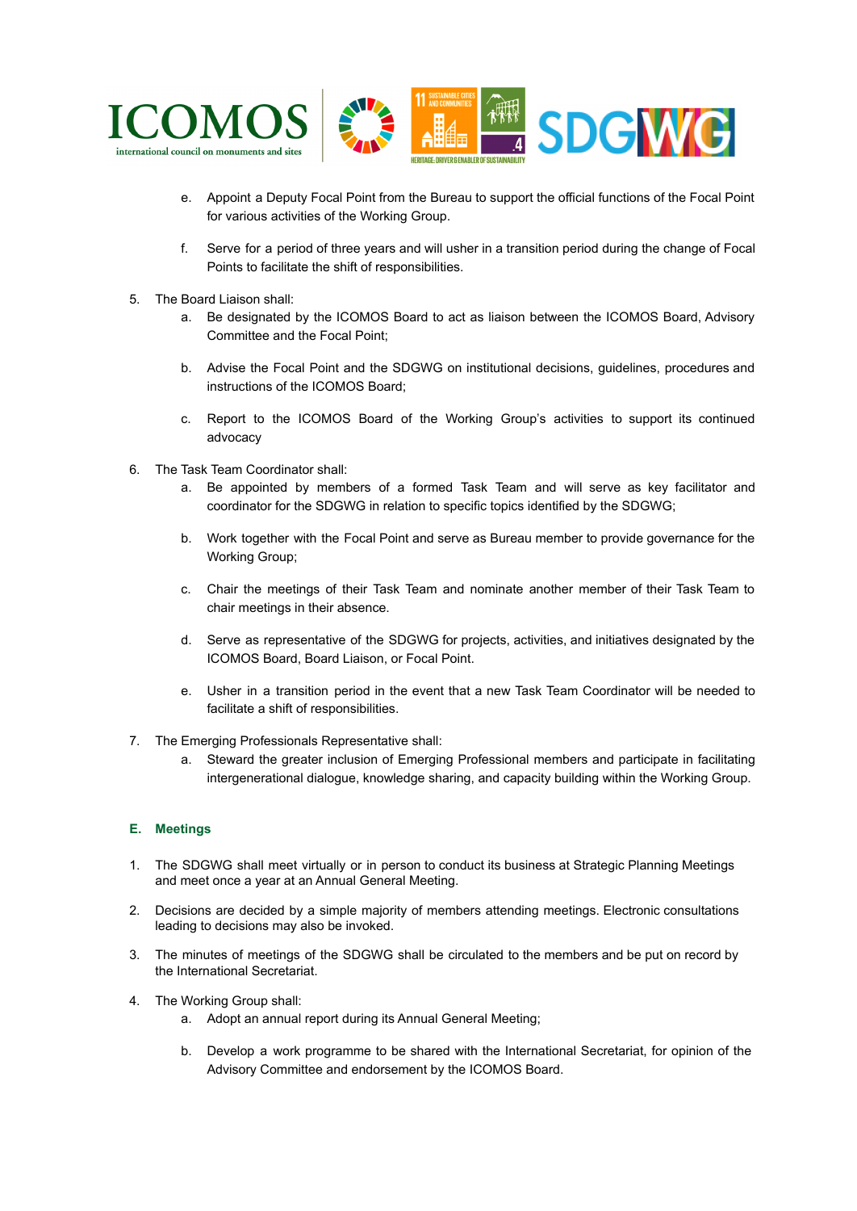e. Appoint a Deputy Focal Point from the Bureau to support the official functions of the Focal Point for various activities of the Working Group.

f. Serve for a period of three years and will usher in a transition period during the change of Focal Points to facilitate the shift of responsibilities.

5. The Board Liaison shall:
   a. Be designated by the ICOMOS Board to act as liaison between the ICOMOS Board, Advisory Committee and the Focal Point;

   b. Advise the Focal Point and the SDGWG on institutional decisions, guidelines, procedures and instructions of the ICOMOS Board;

   c. Report to the ICOMOS Board of the Working Group's activities to support its continued advocacy

6. The Task Team Coordinator shall:
   a. Be appointed by members of a formed Task Team and will serve as key facilitator and coordinator for the SDGWG in relation to specific topics identified by the SDGWG;

   b. Work together with the Focal Point and serve as Bureau member to provide governance for the Working Group;

   c. Chair the meetings of their Task Team and nominate another member of their Task Team to chair meetings in their absence.

   d. Serve as representative of the SDGWG for projects, activities, and initiatives designated by the ICOMOS Board, Board Liaison, or Focal Point.

   e. Usher in a transition period in the event that a new Task Team Coordinator will be needed to facilitate a shift of responsibilities.

7. The Emerging Professionals Representative shall:
   a. Steward the greater inclusion of Emerging Professional members and participate in facilitating intergenerational dialogue, knowledge sharing, and capacity building within the Working Group.

## E. Meetings

1. The SDGWG shall meet virtually or in person to conduct its business at Strategic Planning Meetings and meet once a year at an Annual General Meeting.

2. Decisions are decided by a simple majority of members attending meetings. Electronic consultations leading to decisions may also be invoked.

3. The minutes of meetings of the SDGWG shall be circulated to the members and be put on record by the International Secretariat.

4. The Working Group shall:
   a. Adopt an annual report during its Annual General Meeting;

   b. Develop a work programme to be shared with the International Secretariat, for opinion of the Advisory Committee and endorsement by the ICOMOS Board.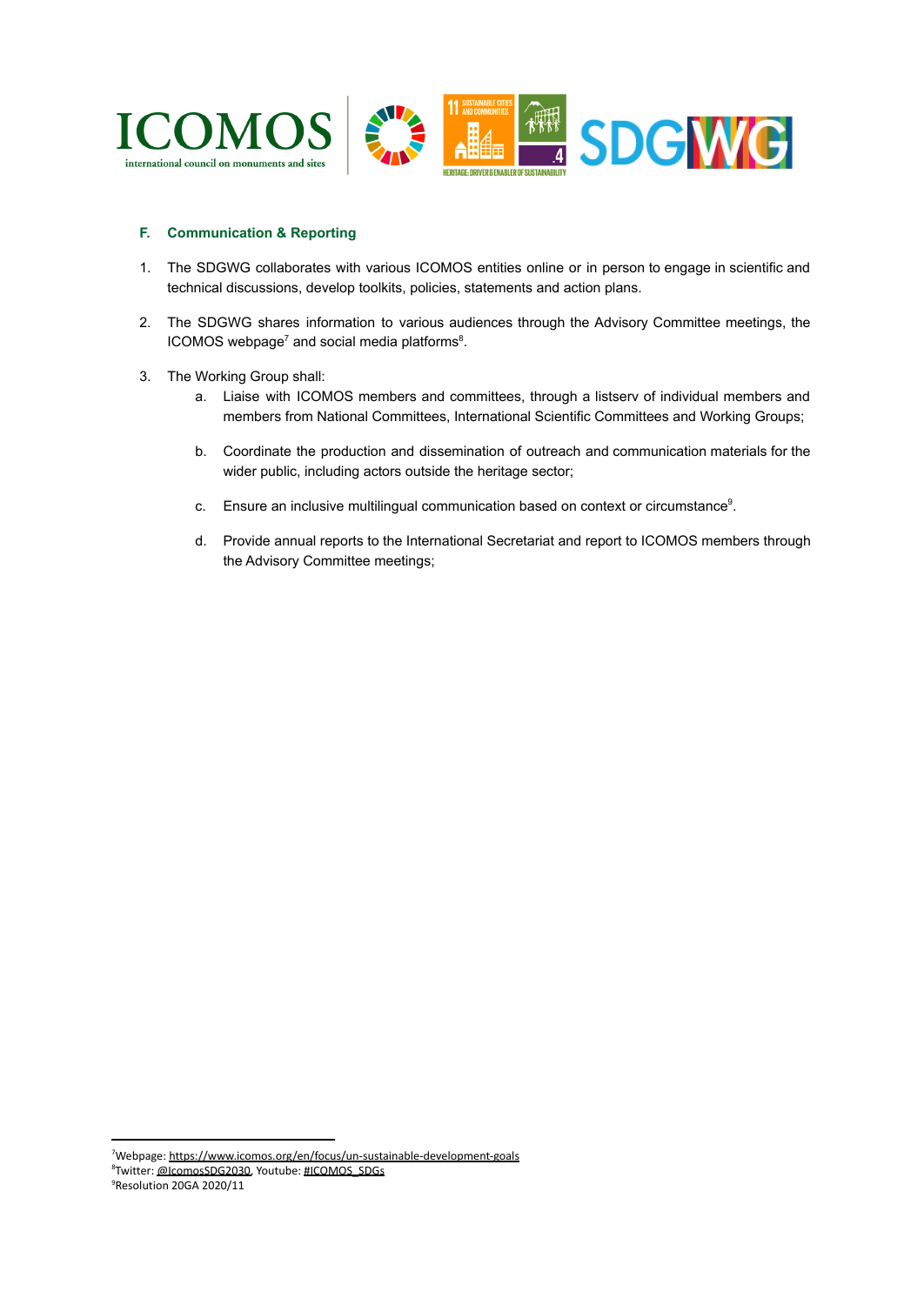### F. Communication & Reporting

1. The SDGWG collaborates with various ICOMOS entities online or in person to engage in scientific and technical discussions, develop toolkits, policies, statements and action plans.

2. The SDGWG shares information to various audiences through the Advisory Committee meetings, the ICOMOS webpage[7] and social media platforms[8].

3. The Working Group shall:
   a. Liaise with ICOMOS members and committees, through a listserv of individual members and members from National Committees, International Scientific Committees and Working Groups;

   b. Coordinate the production and dissemination of outreach and communication materials for the wider public, including actors outside the heritage sector;

   c. Ensure an inclusive multilingual communication based on context or circumstance[9].

   d. Provide annual reports to the International Secretariat and report to ICOMOS members through the Advisory Committee meetings;

---

[7] Webpage: https://www.icomos.org/en/focus/un-sustainable-development-goals
[8] Twitter: @IcomosSDG2030, Youtube: #ICOMOS_SDGs
[9] Resolution 20GA 2020/11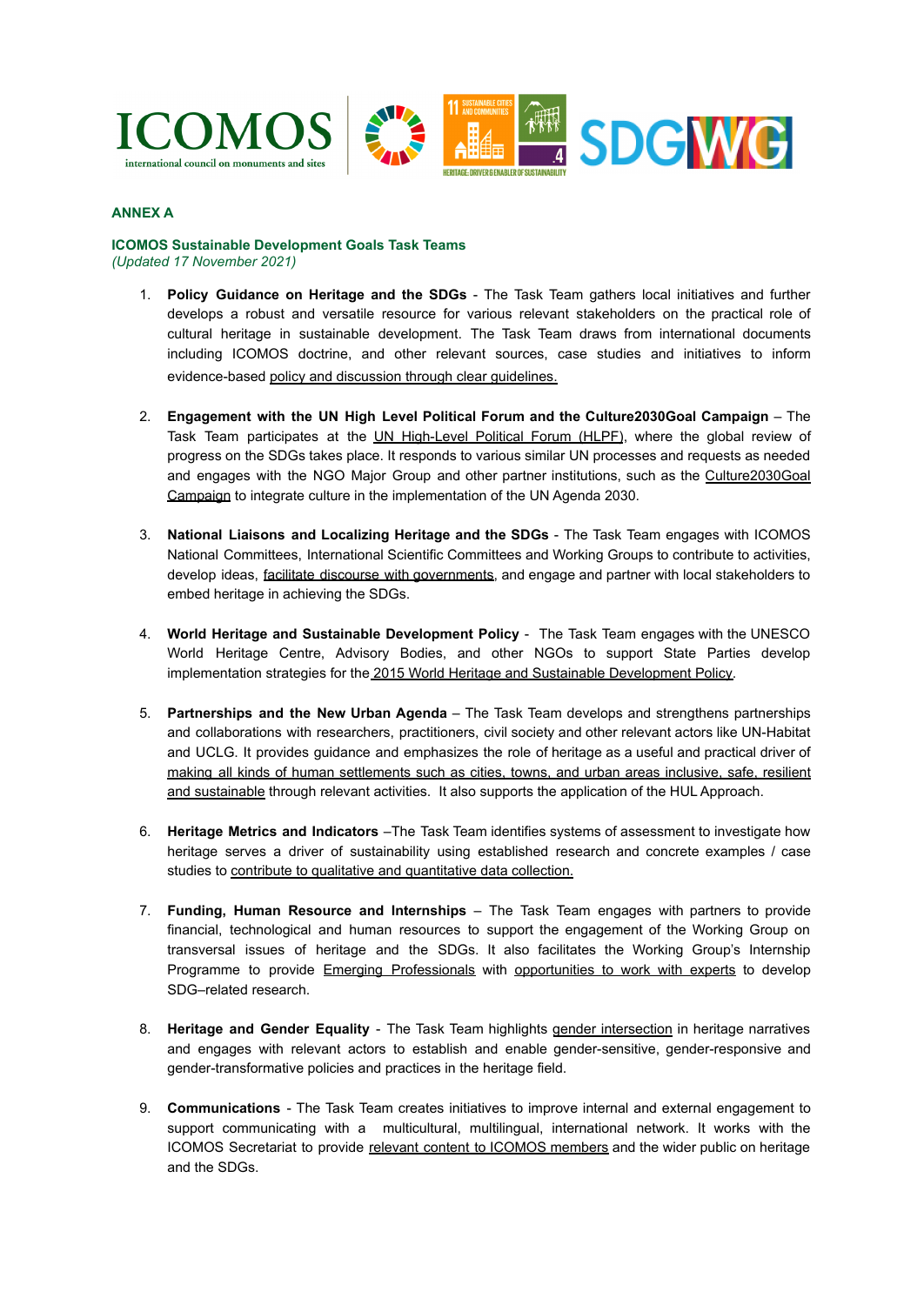## ANNEX A

### ICOMOS Sustainable Development Goals Task Teams

*(Updated 17 November 2021)*

1. **Policy Guidance on Heritage and the SDGs** - The Task Team gathers local initiatives and further develops a robust and versatile resource for various relevant stakeholders on the practical role of cultural heritage in sustainable development. The Task Team draws from international documents including ICOMOS doctrine, and other relevant sources, case studies and initiatives to inform evidence-based policy and discussion through clear guidelines.

2. **Engagement with the UN High Level Political Forum and the Culture2030Goal Campaign** – The Task Team participates at the UN High-Level Political Forum (HLPF), where the global review of progress on the SDGs takes place. It responds to various similar UN processes and requests as needed and engages with the NGO Major Group and other partner institutions, such as the Culture2030Goal Campaign to integrate culture in the implementation of the UN Agenda 2030.

3. **National Liaisons and Localizing Heritage and the SDGs** - The Task Team engages with ICOMOS National Committees, International Scientific Committees and Working Groups to contribute to activities, develop ideas, facilitate discourse with governments, and engage and partner with local stakeholders to embed heritage in achieving the SDGs.

4. **World Heritage and Sustainable Development Policy** - The Task Team engages with the UNESCO World Heritage Centre, Advisory Bodies, and other NGOs to support State Parties develop implementation strategies for the 2015 World Heritage and Sustainable Development Policy.

5. **Partnerships and the New Urban Agenda** – The Task Team develops and strengthens partnerships and collaborations with researchers, practitioners, civil society and other relevant actors like UN-Habitat and UCLG. It provides guidance and emphasizes the role of heritage as a useful and practical driver of making all kinds of human settlements such as cities, towns, and urban areas inclusive, safe, resilient and sustainable through relevant activities. It also supports the application of the HUL Approach.

6. **Heritage Metrics and Indicators** –The Task Team identifies systems of assessment to investigate how heritage serves a driver of sustainability using established research and concrete examples / case studies to contribute to qualitative and quantitative data collection.

7. **Funding, Human Resource and Internships** – The Task Team engages with partners to provide financial, technological and human resources to support the engagement of the Working Group on transversal issues of heritage and the SDGs. It also facilitates the Working Group's Internship Programme to provide Emerging Professionals with opportunities to work with experts to develop SDG–related research.

8. **Heritage and Gender Equality** - The Task Team highlights gender intersection in heritage narratives and engages with relevant actors to establish and enable gender-sensitive, gender-responsive and gender-transformative policies and practices in the heritage field.

9. **Communications** - The Task Team creates initiatives to improve internal and external engagement to support communicating with a multicultural, multilingual, international network. It works with the ICOMOS Secretariat to provide relevant content to ICOMOS members and the wider public on heritage and the SDGs.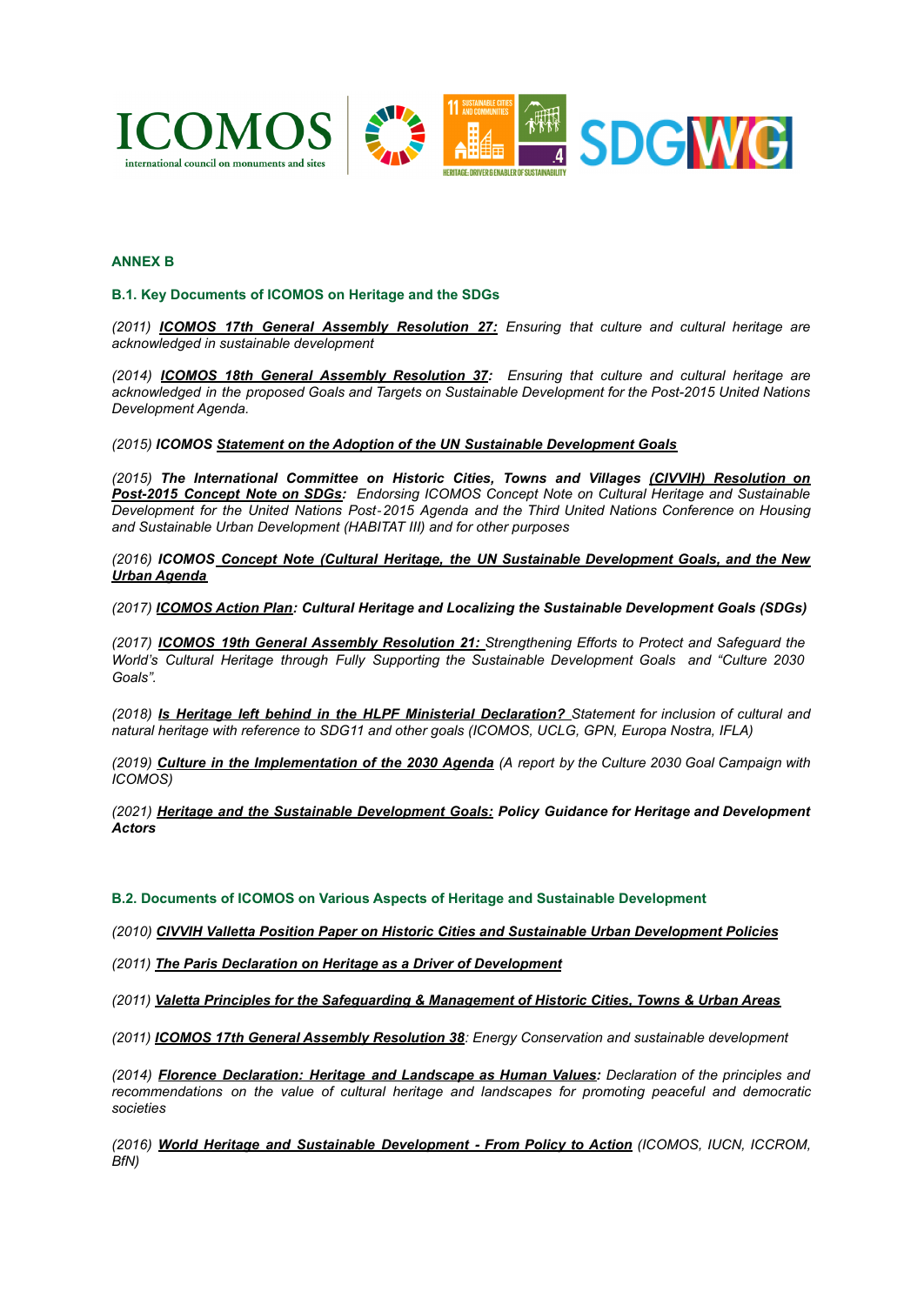## ANNEX B

### B.1. Key Documents of ICOMOS on Heritage and the SDGs

*(2011)* ***ICOMOS 17th General Assembly Resolution 27:*** *Ensuring that culture and cultural heritage are acknowledged in sustainable development*

*(2014)* ***ICOMOS 18th General Assembly Resolution 37:*** *Ensuring that culture and cultural heritage are acknowledged in the proposed Goals and Targets on Sustainable Development for the Post-2015 United Nations Development Agenda.*

*(2015)* **ICOMOS *Statement on the Adoption of the UN Sustainable Development Goals***

*(2015)* ***The International Committee on Historic Cities, Towns and Villages (CIVVIH) Resolution on Post-2015 Concept Note on SDGs:*** *Endorsing ICOMOS Concept Note on Cultural Heritage and Sustainable Development for the United Nations Post-2015 Agenda and the Third United Nations Conference on Housing and Sustainable Urban Development (HABITAT III) and for other purposes*

*(2016)* ***ICOMOS Concept Note (Cultural Heritage, the UN Sustainable Development Goals, and the New Urban Agenda***

*(2017)* ***ICOMOS Action Plan: Cultural Heritage and Localizing the Sustainable Development Goals (SDGs)***

*(2017)* ***ICOMOS 19th General Assembly Resolution 21:*** *Strengthening Efforts to Protect and Safeguard the World's Cultural Heritage through Fully Supporting the Sustainable Development Goals and "Culture 2030 Goals".*

*(2018)* ***Is Heritage left behind in the HLPF Ministerial Declaration?*** *Statement for inclusion of cultural and natural heritage with reference to SDG11 and other goals (ICOMOS, UCLG, GPN, Europa Nostra, IFLA)*

*(2019)* ***Culture in the Implementation of the 2030 Agenda*** *(A report by the Culture 2030 Goal Campaign with ICOMOS)*

*(2021)* ***Heritage and the Sustainable Development Goals: Policy Guidance for Heritage and Development Actors***

### B.2. Documents of ICOMOS on Various Aspects of Heritage and Sustainable Development

*(2010)* ***CIVVIH Valletta Position Paper on Historic Cities and Sustainable Urban Development Policies***

*(2011)* ***The Paris Declaration on Heritage as a Driver of Development***

*(2011)* ***Valetta Principles for the Safeguarding & Management of Historic Cities, Towns & Urban Areas***

*(2011)* ***ICOMOS 17th General Assembly Resolution 38****: Energy Conservation and sustainable development*

*(2014)* ***Florence Declaration: Heritage and Landscape as Human Values:*** *Declaration of the principles and recommendations on the value of cultural heritage and landscapes for promoting peaceful and democratic societies*

*(2016)* ***World Heritage and Sustainable Development - From Policy to Action*** *(ICOMOS, IUCN, ICCROM, BfN)*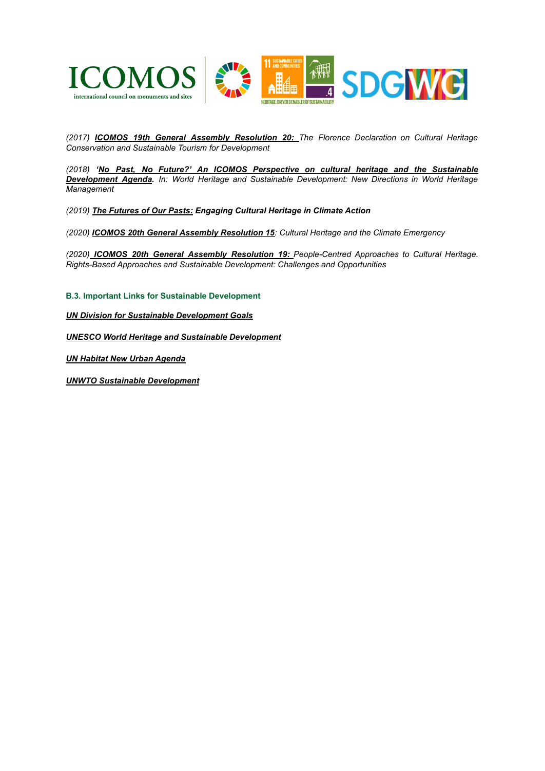*(2017)* ***ICOMOS 19th General Assembly Resolution 20:*** *The Florence Declaration on Cultural Heritage Conservation and Sustainable Tourism for Development*

*(2018)* ***'No Past, No Future?' An ICOMOS Perspective on cultural heritage and the Sustainable Development Agenda****. In: World Heritage and Sustainable Development: New Directions in World Heritage Management*

*(2019)* ***The Futures of Our Pasts: Engaging Cultural Heritage in Climate Action***

*(2020)* ***ICOMOS 20th General Assembly Resolution 15****: Cultural Heritage and the Climate Emergency*

*(2020)* ***ICOMOS 20th General Assembly Resolution 19:*** *People-Centred Approaches to Cultural Heritage. Rights-Based Approaches and Sustainable Development: Challenges and Opportunities*

### B.3. Important Links for Sustainable Development

***UN Division for Sustainable Development Goals***

***UNESCO World Heritage and Sustainable Development***

***UN Habitat New Urban Agenda***

***UNWTO Sustainable Development***